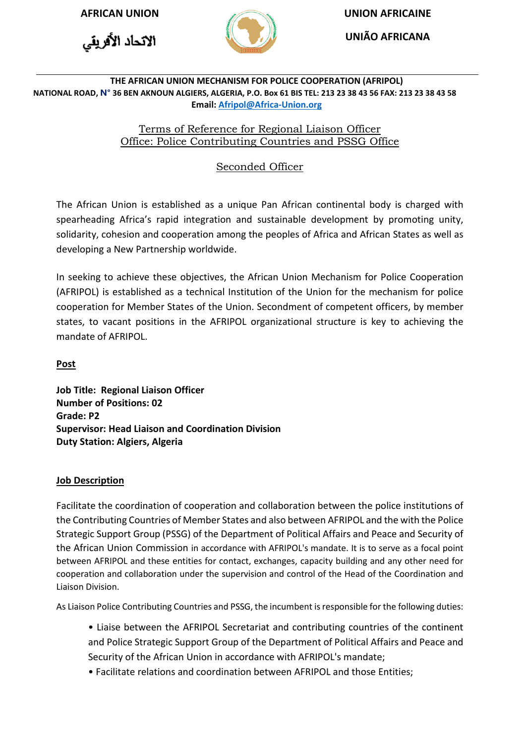**AFRICAN UNION** | **UNION AFRICAINE**

الاتحاد الأفريقي | **UNIÃO AFRICANA**

**THE AFRICAN UNION MECHANISM FOR POLICE COOPERATION (AFRIPOL)**
**NATIONAL ROAD, N° 36 BEN AKNOUN ALGIERS, ALGERIA, P.O. Box 61 BIS TEL: 213 23 38 43 56 FAX: 213 23 38 43 58**
**Email: Afripol@Africa-Union.org**

# Terms of Reference for Regional Liaison Officer
## Office: Police Contributing Countries and PSSG Office

## Seconded Officer

The African Union is established as a unique Pan African continental body is charged with spearheading Africa's rapid integration and sustainable development by promoting unity, solidarity, cohesion and cooperation among the peoples of Africa and African States as well as developing a New Partnership worldwide.

In seeking to achieve these objectives, the African Union Mechanism for Police Cooperation (AFRIPOL) is established as a technical Institution of the Union for the mechanism for police cooperation for Member States of the Union. Secondment of competent officers, by member states, to vacant positions in the AFRIPOL organizational structure is key to achieving the mandate of AFRIPOL.

### Post

**Job Title: Regional Liaison Officer**
**Number of Positions: 02**
**Grade: P2**
**Supervisor: Head Liaison and Coordination Division**
**Duty Station: Algiers, Algeria**

### Job Description

Facilitate the coordination of cooperation and collaboration between the police institutions of the Contributing Countries of Member States and also between AFRIPOL and the with the Police Strategic Support Group (PSSG) of the Department of Political Affairs and Peace and Security of the African Union Commission in accordance with AFRIPOL's mandate. It is to serve as a focal point between AFRIPOL and these entities for contact, exchanges, capacity building and any other need for cooperation and collaboration under the supervision and control of the Head of the Coordination and Liaison Division.

As Liaison Police Contributing Countries and PSSG, the incumbent is responsible for the following duties:

- Liaise between the AFRIPOL Secretariat and contributing countries of the continent and Police Strategic Support Group of the Department of Political Affairs and Peace and Security of the African Union in accordance with AFRIPOL's mandate;
- Facilitate relations and coordination between AFRIPOL and those Entities;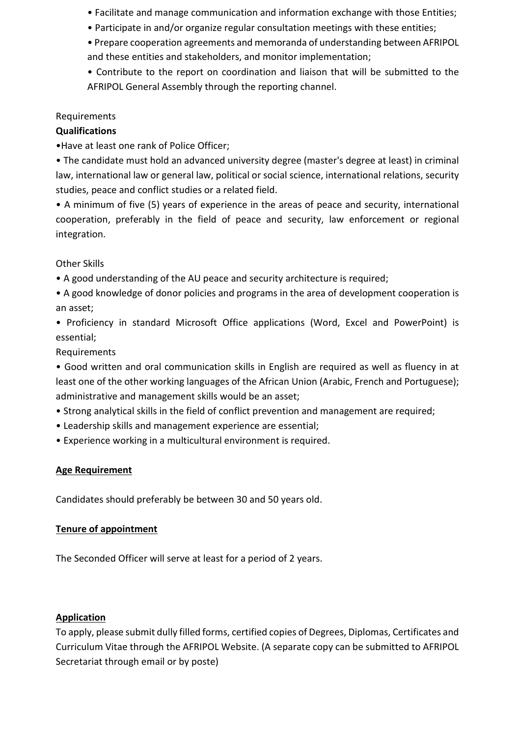- Facilitate and manage communication and information exchange with those Entities;
- Participate in and/or organize regular consultation meetings with these entities;
- Prepare cooperation agreements and memoranda of understanding between AFRIPOL and these entities and stakeholders, and monitor implementation;
- Contribute to the report on coordination and liaison that will be submitted to the AFRIPOL General Assembly through the reporting channel.

Requirements

**Qualifications**

- Have at least one rank of Police Officer;
- The candidate must hold an advanced university degree (master's degree at least) in criminal law, international law or general law, political or social science, international relations, security studies, peace and conflict studies or a related field.
- A minimum of five (5) years of experience in the areas of peace and security, international cooperation, preferably in the field of peace and security, law enforcement or regional integration.

Other Skills

- A good understanding of the AU peace and security architecture is required;
- A good knowledge of donor policies and programs in the area of development cooperation is an asset;
- Proficiency in standard Microsoft Office applications (Word, Excel and PowerPoint) is essential;

Requirements

- Good written and oral communication skills in English are required as well as fluency in at least one of the other working languages of the African Union (Arabic, French and Portuguese); administrative and management skills would be an asset;
- Strong analytical skills in the field of conflict prevention and management are required;
- Leadership skills and management experience are essential;
- Experience working in a multicultural environment is required.

**Age Requirement**

Candidates should preferably be between 30 and 50 years old.

**Tenure of appointment**

The Seconded Officer will serve at least for a period of 2 years.

**Application**

To apply, please submit dully filled forms, certified copies of Degrees, Diplomas, Certificates and Curriculum Vitae through the AFRIPOL Website. (A separate copy can be submitted to AFRIPOL Secretariat through email or by poste)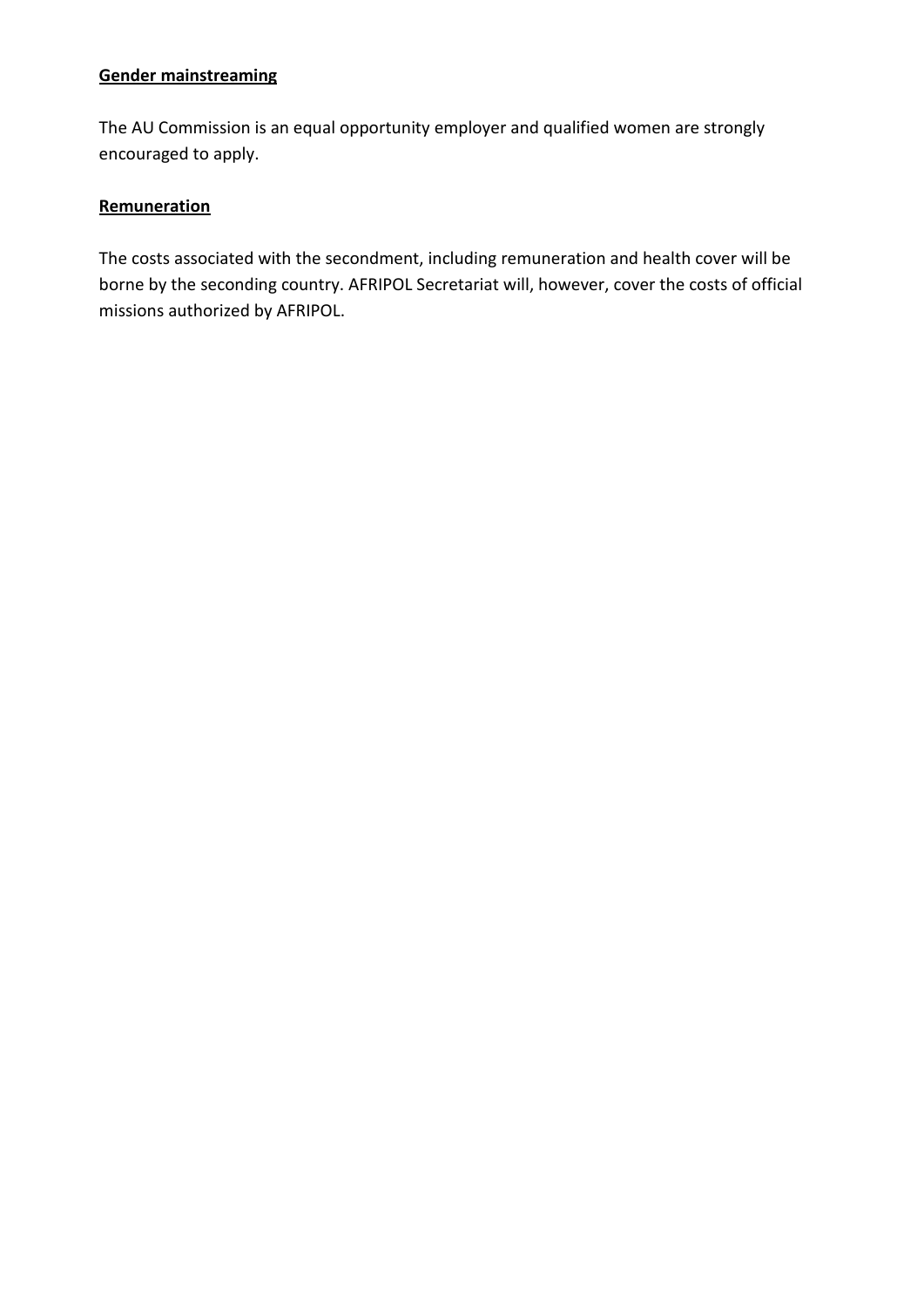**Gender mainstreaming**

The AU Commission is an equal opportunity employer and qualified women are strongly encouraged to apply.

**Remuneration**

The costs associated with the secondment, including remuneration and health cover will be borne by the seconding country. AFRIPOL Secretariat will, however, cover the costs of official missions authorized by AFRIPOL.